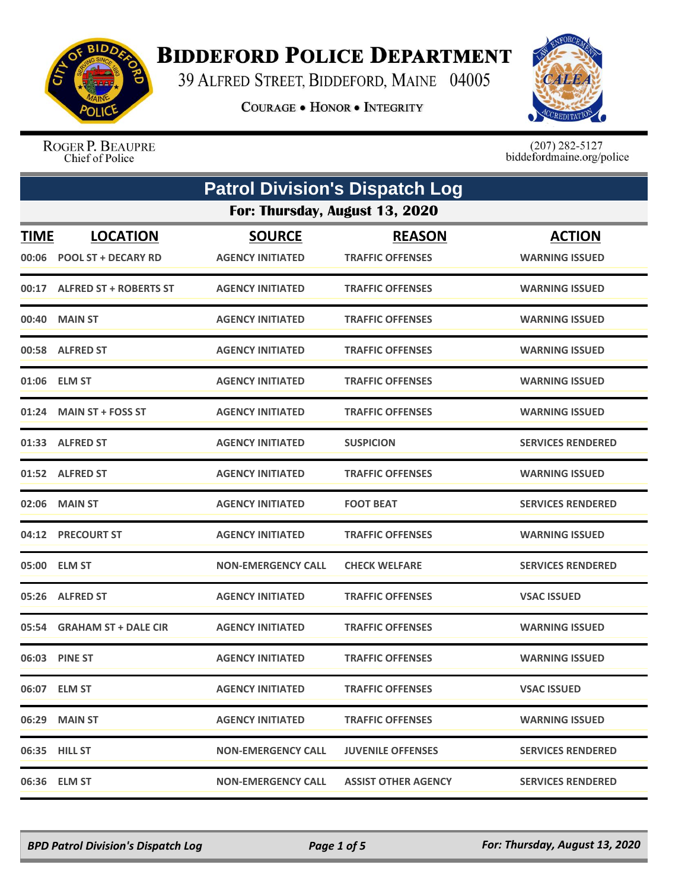# Biddeford Police Department

39 Alfred Street, Biddeford, Maine 04005

Courage • Honor • Integrity

Roger P. Beaupre
Chief of Police

(207) 282-5127
biddefordmaine.org/police

## Patrol Division's Dispatch Log

### For: Thursday, August 13, 2020

| TIME | LOCATION | SOURCE | REASON | ACTION |
|---|---|---|---|---|
| 00:06 | POOL ST + DECARY RD | AGENCY INITIATED | TRAFFIC OFFENSES | WARNING ISSUED |
| 00:17 | ALFRED ST + ROBERTS ST | AGENCY INITIATED | TRAFFIC OFFENSES | WARNING ISSUED |
| 00:40 | MAIN ST | AGENCY INITIATED | TRAFFIC OFFENSES | WARNING ISSUED |
| 00:58 | ALFRED ST | AGENCY INITIATED | TRAFFIC OFFENSES | WARNING ISSUED |
| 01:06 | ELM ST | AGENCY INITIATED | TRAFFIC OFFENSES | WARNING ISSUED |
| 01:24 | MAIN ST + FOSS ST | AGENCY INITIATED | TRAFFIC OFFENSES | WARNING ISSUED |
| 01:33 | ALFRED ST | AGENCY INITIATED | SUSPICION | SERVICES RENDERED |
| 01:52 | ALFRED ST | AGENCY INITIATED | TRAFFIC OFFENSES | WARNING ISSUED |
| 02:06 | MAIN ST | AGENCY INITIATED | FOOT BEAT | SERVICES RENDERED |
| 04:12 | PRECOURT ST | AGENCY INITIATED | TRAFFIC OFFENSES | WARNING ISSUED |
| 05:00 | ELM ST | NON-EMERGENCY CALL | CHECK WELFARE | SERVICES RENDERED |
| 05:26 | ALFRED ST | AGENCY INITIATED | TRAFFIC OFFENSES | VSAC ISSUED |
| 05:54 | GRAHAM ST + DALE CIR | AGENCY INITIATED | TRAFFIC OFFENSES | WARNING ISSUED |
| 06:03 | PINE ST | AGENCY INITIATED | TRAFFIC OFFENSES | WARNING ISSUED |
| 06:07 | ELM ST | AGENCY INITIATED | TRAFFIC OFFENSES | VSAC ISSUED |
| 06:29 | MAIN ST | AGENCY INITIATED | TRAFFIC OFFENSES | WARNING ISSUED |
| 06:35 | HILL ST | NON-EMERGENCY CALL | JUVENILE OFFENSES | SERVICES RENDERED |
| 06:36 | ELM ST | NON-EMERGENCY CALL | ASSIST OTHER AGENCY | SERVICES RENDERED |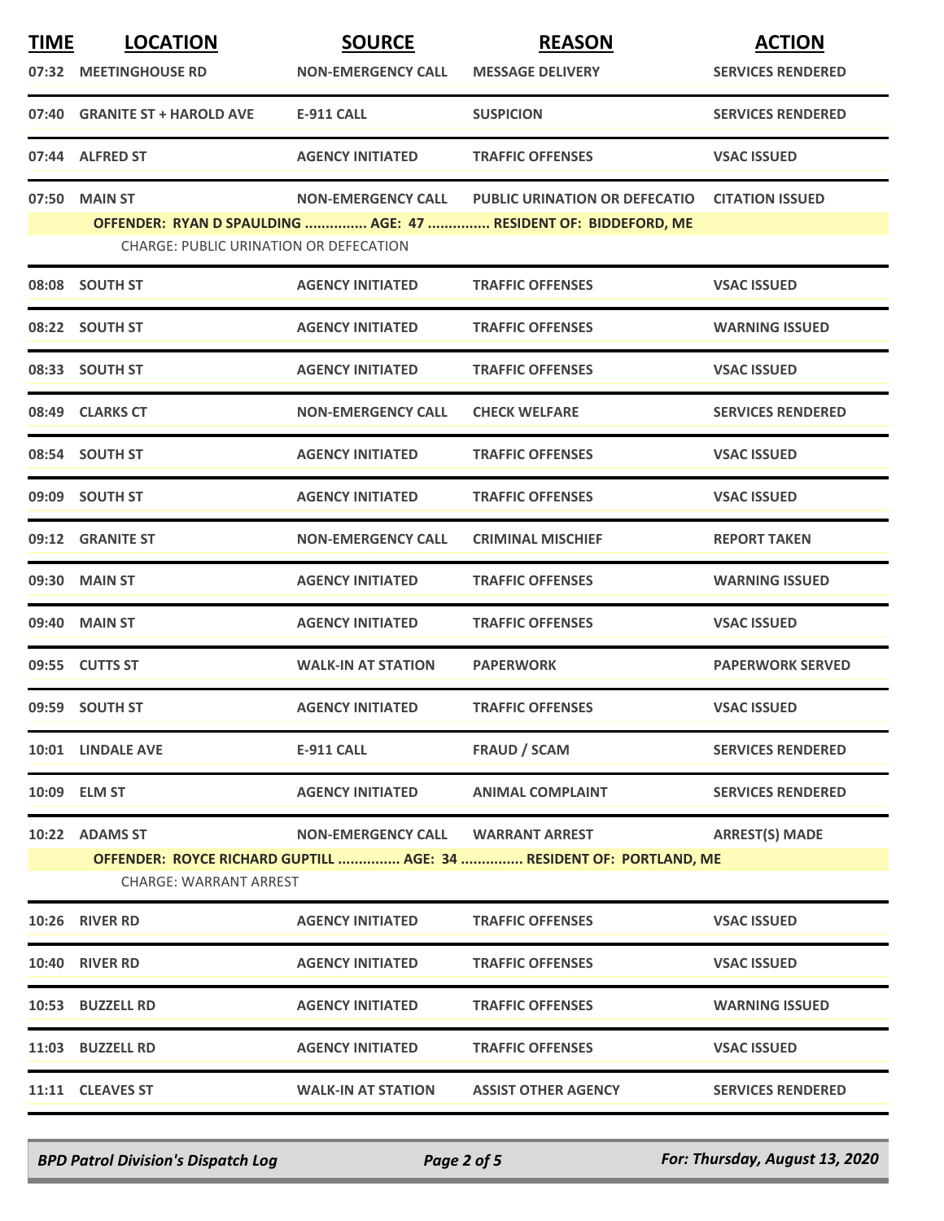| TIME | LOCATION | SOURCE | REASON | ACTION |
|---|---|---|---|---|
| 07:32 | MEETINGHOUSE RD | NON-EMERGENCY CALL | MESSAGE DELIVERY | SERVICES RENDERED |
| 07:40 | GRANITE ST + HAROLD AVE | E-911 CALL | SUSPICION | SERVICES RENDERED |
| 07:44 | ALFRED ST | AGENCY INITIATED | TRAFFIC OFFENSES | VSAC ISSUED |
| 07:50 | MAIN ST | NON-EMERGENCY CALL | PUBLIC URINATION OR DEFECATIO | CITATION ISSUED |
| | OFFENDER: RYAN D SPAULDING ............... AGE: 47 ............... RESIDENT OF: BIDDEFORD, ME | | | |
| | CHARGE: PUBLIC URINATION OR DEFECATION | | | |
| 08:08 | SOUTH ST | AGENCY INITIATED | TRAFFIC OFFENSES | VSAC ISSUED |
| 08:22 | SOUTH ST | AGENCY INITIATED | TRAFFIC OFFENSES | WARNING ISSUED |
| 08:33 | SOUTH ST | AGENCY INITIATED | TRAFFIC OFFENSES | VSAC ISSUED |
| 08:49 | CLARKS CT | NON-EMERGENCY CALL | CHECK WELFARE | SERVICES RENDERED |
| 08:54 | SOUTH ST | AGENCY INITIATED | TRAFFIC OFFENSES | VSAC ISSUED |
| 09:09 | SOUTH ST | AGENCY INITIATED | TRAFFIC OFFENSES | VSAC ISSUED |
| 09:12 | GRANITE ST | NON-EMERGENCY CALL | CRIMINAL MISCHIEF | REPORT TAKEN |
| 09:30 | MAIN ST | AGENCY INITIATED | TRAFFIC OFFENSES | WARNING ISSUED |
| 09:40 | MAIN ST | AGENCY INITIATED | TRAFFIC OFFENSES | VSAC ISSUED |
| 09:55 | CUTTS ST | WALK-IN AT STATION | PAPERWORK | PAPERWORK SERVED |
| 09:59 | SOUTH ST | AGENCY INITIATED | TRAFFIC OFFENSES | VSAC ISSUED |
| 10:01 | LINDALE AVE | E-911 CALL | FRAUD / SCAM | SERVICES RENDERED |
| 10:09 | ELM ST | AGENCY INITIATED | ANIMAL COMPLAINT | SERVICES RENDERED |
| 10:22 | ADAMS ST | NON-EMERGENCY CALL | WARRANT ARREST | ARREST(S) MADE |
| | OFFENDER: ROYCE RICHARD GUPTILL ............... AGE: 34 ............... RESIDENT OF: PORTLAND, ME | | | |
| | CHARGE: WARRANT ARREST | | | |
| 10:26 | RIVER RD | AGENCY INITIATED | TRAFFIC OFFENSES | VSAC ISSUED |
| 10:40 | RIVER RD | AGENCY INITIATED | TRAFFIC OFFENSES | VSAC ISSUED |
| 10:53 | BUZZELL RD | AGENCY INITIATED | TRAFFIC OFFENSES | WARNING ISSUED |
| 11:03 | BUZZELL RD | AGENCY INITIATED | TRAFFIC OFFENSES | VSAC ISSUED |
| 11:11 | CLEAVES ST | WALK-IN AT STATION | ASSIST OTHER AGENCY | SERVICES RENDERED |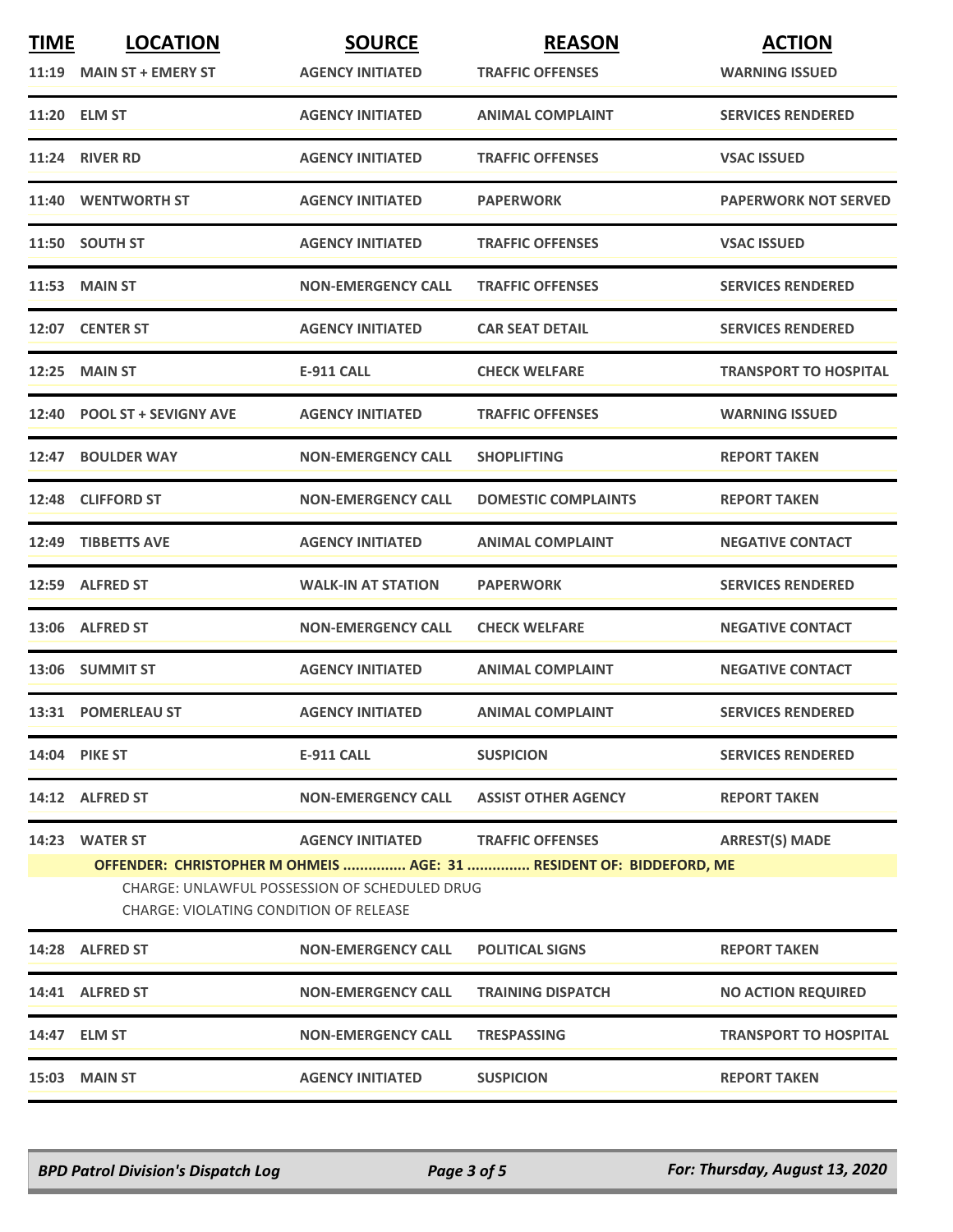| TIME | LOCATION | SOURCE | REASON | ACTION |
|---|---|---|---|---|
| 11:19 | MAIN ST + EMERY ST | AGENCY INITIATED | TRAFFIC OFFENSES | WARNING ISSUED |
| 11:20 | ELM ST | AGENCY INITIATED | ANIMAL COMPLAINT | SERVICES RENDERED |
| 11:24 | RIVER RD | AGENCY INITIATED | TRAFFIC OFFENSES | VSAC ISSUED |
| 11:40 | WENTWORTH ST | AGENCY INITIATED | PAPERWORK | PAPERWORK NOT SERVED |
| 11:50 | SOUTH ST | AGENCY INITIATED | TRAFFIC OFFENSES | VSAC ISSUED |
| 11:53 | MAIN ST | NON-EMERGENCY CALL | TRAFFIC OFFENSES | SERVICES RENDERED |
| 12:07 | CENTER ST | AGENCY INITIATED | CAR SEAT DETAIL | SERVICES RENDERED |
| 12:25 | MAIN ST | E-911 CALL | CHECK WELFARE | TRANSPORT TO HOSPITAL |
| 12:40 | POOL ST + SEVIGNY AVE | AGENCY INITIATED | TRAFFIC OFFENSES | WARNING ISSUED |
| 12:47 | BOULDER WAY | NON-EMERGENCY CALL | SHOPLIFTING | REPORT TAKEN |
| 12:48 | CLIFFORD ST | NON-EMERGENCY CALL | DOMESTIC COMPLAINTS | REPORT TAKEN |
| 12:49 | TIBBETTS AVE | AGENCY INITIATED | ANIMAL COMPLAINT | NEGATIVE CONTACT |
| 12:59 | ALFRED ST | WALK-IN AT STATION | PAPERWORK | SERVICES RENDERED |
| 13:06 | ALFRED ST | NON-EMERGENCY CALL | CHECK WELFARE | NEGATIVE CONTACT |
| 13:06 | SUMMIT ST | AGENCY INITIATED | ANIMAL COMPLAINT | NEGATIVE CONTACT |
| 13:31 | POMERLEAU ST | AGENCY INITIATED | ANIMAL COMPLAINT | SERVICES RENDERED |
| 14:04 | PIKE ST | E-911 CALL | SUSPICION | SERVICES RENDERED |
| 14:12 | ALFRED ST | NON-EMERGENCY CALL | ASSIST OTHER AGENCY | REPORT TAKEN |
| 14:23 | WATER ST | AGENCY INITIATED | TRAFFIC OFFENSES | ARREST(S) MADE |

**OFFENDER: CHRISTOPHER M OHMEIS ............... AGE: 31 ............... RESIDENT OF: BIDDEFORD, ME**

CHARGE: UNLAWFUL POSSESSION OF SCHEDULED DRUG
CHARGE: VIOLATING CONDITION OF RELEASE

| TIME | LOCATION | SOURCE | REASON | ACTION |
|---|---|---|---|---|
| 14:28 | ALFRED ST | NON-EMERGENCY CALL | POLITICAL SIGNS | REPORT TAKEN |
| 14:41 | ALFRED ST | NON-EMERGENCY CALL | TRAINING DISPATCH | NO ACTION REQUIRED |
| 14:47 | ELM ST | NON-EMERGENCY CALL | TRESPASSING | TRANSPORT TO HOSPITAL |
| 15:03 | MAIN ST | AGENCY INITIATED | SUSPICION | REPORT TAKEN |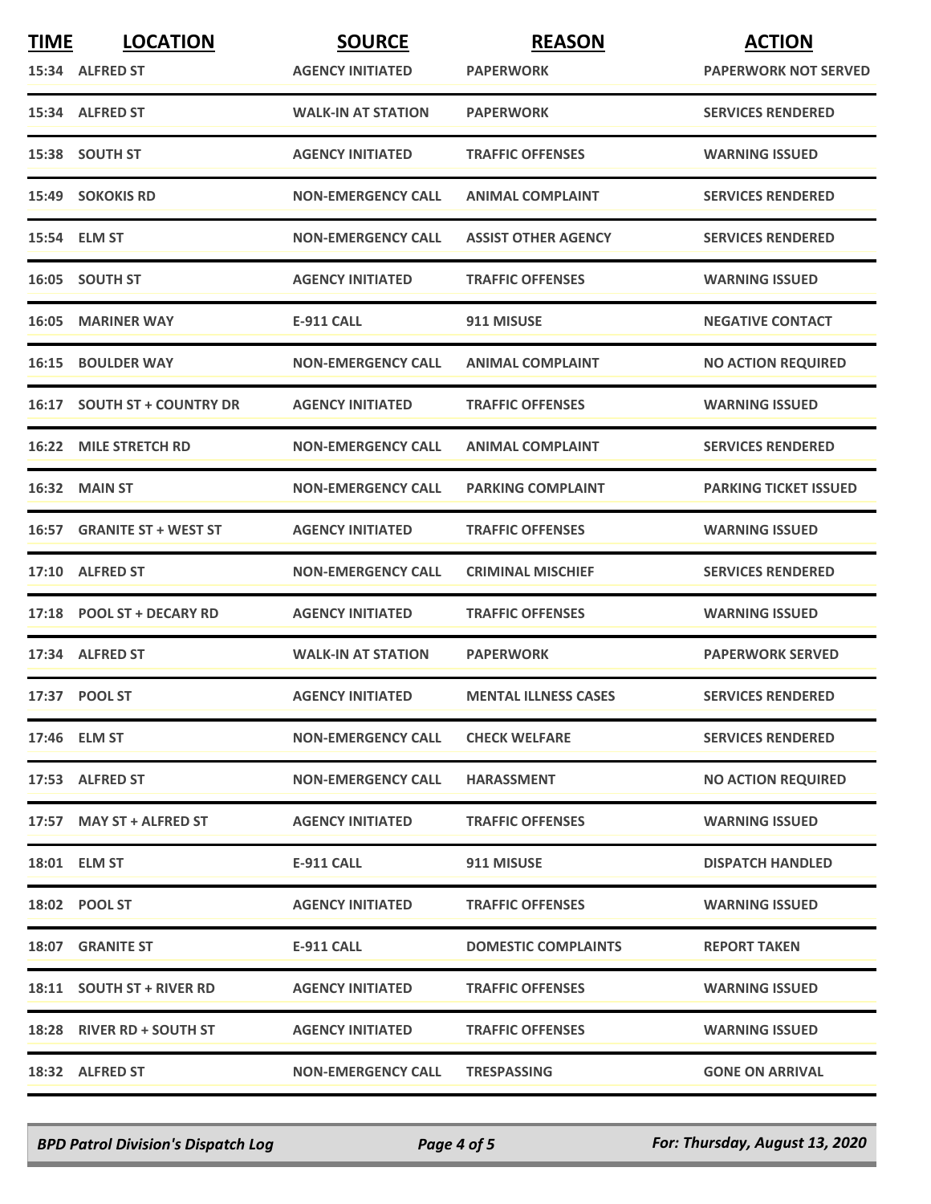| TIME | LOCATION | SOURCE | REASON | ACTION |
|---|---|---|---|---|
| 15:34 | ALFRED ST | AGENCY INITIATED | PAPERWORK | PAPERWORK NOT SERVED |
| 15:34 | ALFRED ST | WALK-IN AT STATION | PAPERWORK | SERVICES RENDERED |
| 15:38 | SOUTH ST | AGENCY INITIATED | TRAFFIC OFFENSES | WARNING ISSUED |
| 15:49 | SOKOKIS RD | NON-EMERGENCY CALL | ANIMAL COMPLAINT | SERVICES RENDERED |
| 15:54 | ELM ST | NON-EMERGENCY CALL | ASSIST OTHER AGENCY | SERVICES RENDERED |
| 16:05 | SOUTH ST | AGENCY INITIATED | TRAFFIC OFFENSES | WARNING ISSUED |
| 16:05 | MARINER WAY | E-911 CALL | 911 MISUSE | NEGATIVE CONTACT |
| 16:15 | BOULDER WAY | NON-EMERGENCY CALL | ANIMAL COMPLAINT | NO ACTION REQUIRED |
| 16:17 | SOUTH ST + COUNTRY DR | AGENCY INITIATED | TRAFFIC OFFENSES | WARNING ISSUED |
| 16:22 | MILE STRETCH RD | NON-EMERGENCY CALL | ANIMAL COMPLAINT | SERVICES RENDERED |
| 16:32 | MAIN ST | NON-EMERGENCY CALL | PARKING COMPLAINT | PARKING TICKET ISSUED |
| 16:57 | GRANITE ST + WEST ST | AGENCY INITIATED | TRAFFIC OFFENSES | WARNING ISSUED |
| 17:10 | ALFRED ST | NON-EMERGENCY CALL | CRIMINAL MISCHIEF | SERVICES RENDERED |
| 17:18 | POOL ST + DECARY RD | AGENCY INITIATED | TRAFFIC OFFENSES | WARNING ISSUED |
| 17:34 | ALFRED ST | WALK-IN AT STATION | PAPERWORK | PAPERWORK SERVED |
| 17:37 | POOL ST | AGENCY INITIATED | MENTAL ILLNESS CASES | SERVICES RENDERED |
| 17:46 | ELM ST | NON-EMERGENCY CALL | CHECK WELFARE | SERVICES RENDERED |
| 17:53 | ALFRED ST | NON-EMERGENCY CALL | HARASSMENT | NO ACTION REQUIRED |
| 17:57 | MAY ST + ALFRED ST | AGENCY INITIATED | TRAFFIC OFFENSES | WARNING ISSUED |
| 18:01 | ELM ST | E-911 CALL | 911 MISUSE | DISPATCH HANDLED |
| 18:02 | POOL ST | AGENCY INITIATED | TRAFFIC OFFENSES | WARNING ISSUED |
| 18:07 | GRANITE ST | E-911 CALL | DOMESTIC COMPLAINTS | REPORT TAKEN |
| 18:11 | SOUTH ST + RIVER RD | AGENCY INITIATED | TRAFFIC OFFENSES | WARNING ISSUED |
| 18:28 | RIVER RD + SOUTH ST | AGENCY INITIATED | TRAFFIC OFFENSES | WARNING ISSUED |
| 18:32 | ALFRED ST | NON-EMERGENCY CALL | TRESPASSING | GONE ON ARRIVAL |

*BPD Patrol Division's Dispatch Log* — *For: Thursday, August 13, 2020*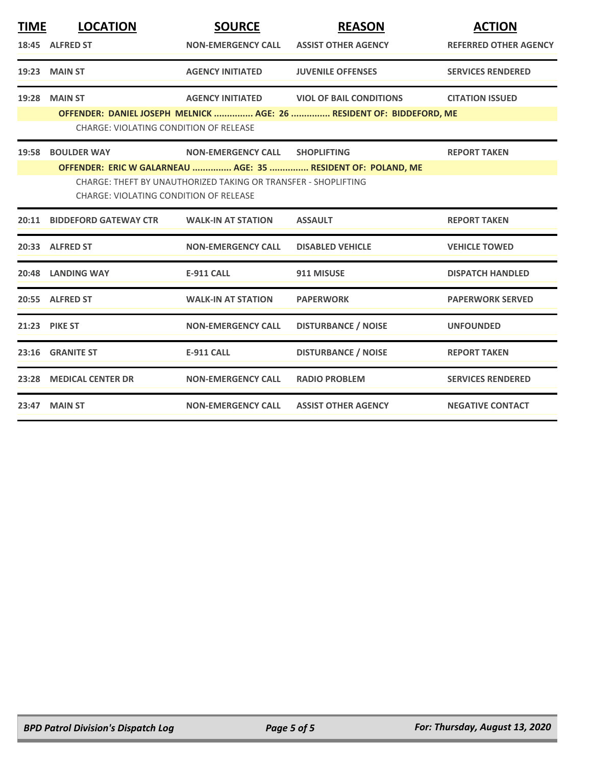| TIME | LOCATION | SOURCE | REASON | ACTION |
|---|---|---|---|---|
| 18:45 | ALFRED ST | NON-EMERGENCY CALL | ASSIST OTHER AGENCY | REFERRED OTHER AGENCY |
| 19:23 | MAIN ST | AGENCY INITIATED | JUVENILE OFFENSES | SERVICES RENDERED |
| 19:28 | MAIN ST | AGENCY INITIATED | VIOL OF BAIL CONDITIONS | CITATION ISSUED |
| | OFFENDER: DANIEL JOSEPH MELNICK ............... AGE: 26 ............... RESIDENT OF: BIDDEFORD, ME | | | |
| | CHARGE: VIOLATING CONDITION OF RELEASE | | | |
| 19:58 | BOULDER WAY | NON-EMERGENCY CALL | SHOPLIFTING | REPORT TAKEN |
| | OFFENDER: ERIC W GALARNEAU ............... AGE: 35 ............... RESIDENT OF: POLAND, ME | | | |
| | CHARGE: THEFT BY UNAUTHORIZED TAKING OR TRANSFER - SHOPLIFTING | | | |
| | CHARGE: VIOLATING CONDITION OF RELEASE | | | |
| 20:11 | BIDDEFORD GATEWAY CTR | WALK-IN AT STATION | ASSAULT | REPORT TAKEN |
| 20:33 | ALFRED ST | NON-EMERGENCY CALL | DISABLED VEHICLE | VEHICLE TOWED |
| 20:48 | LANDING WAY | E-911 CALL | 911 MISUSE | DISPATCH HANDLED |
| 20:55 | ALFRED ST | WALK-IN AT STATION | PAPERWORK | PAPERWORK SERVED |
| 21:23 | PIKE ST | NON-EMERGENCY CALL | DISTURBANCE / NOISE | UNFOUNDED |
| 23:16 | GRANITE ST | E-911 CALL | DISTURBANCE / NOISE | REPORT TAKEN |
| 23:28 | MEDICAL CENTER DR | NON-EMERGENCY CALL | RADIO PROBLEM | SERVICES RENDERED |
| 23:47 | MAIN ST | NON-EMERGENCY CALL | ASSIST OTHER AGENCY | NEGATIVE CONTACT |